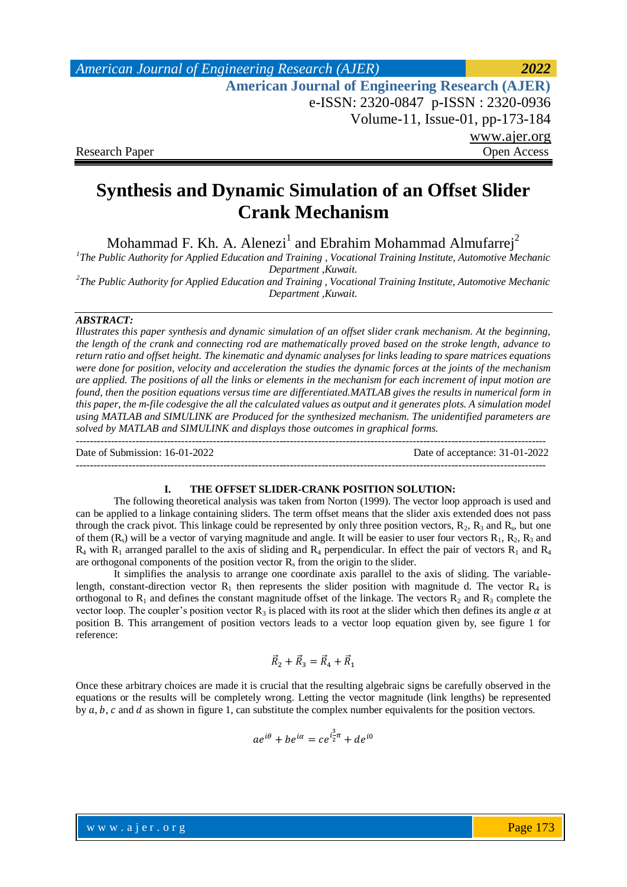# Synthesis and Dynamic Simulation of an Offset Slider Crank Mechanism

Mohammad F. Kh. A. Alenezi[1] and Ebrahim Mohammad Almufarrej[2]

[1]*The Public Authority for Applied Education and Training , Vocational Training Institute, Automotive Mechanic Department ,Kuwait.*

[2]*The Public Authority for Applied Education and Training , Vocational Training Institute, Automotive Mechanic Department ,Kuwait.*

***ABSTRACT:***

*Illustrates this paper synthesis and dynamic simulation of an offset slider crank mechanism. At the beginning, the length of the crank and connecting rod are mathematically proved based on the stroke length, advance to return ratio and offset height. The kinematic and dynamic analyses for links leading to spare matrices equations were done for position, velocity and acceleration the studies the dynamic forces at the joints of the mechanism are applied. The positions of all the links or elements in the mechanism for each increment of input motion are found, then the position equations versus time are differentiated.MATLAB gives the results in numerical form in this paper, the m-file codesgive the all the calculated values as output and it generates plots. A simulation model using MATLAB and SIMULINK are Produced for the synthesized mechanism. The unidentified parameters are solved by MATLAB and SIMULINK and displays those outcomes in graphical forms.*

Date of Submission: 16-01-2022 | Date of acceptance: 31-01-2022

## I. THE OFFSET SLIDER-CRANK POSITION SOLUTION:

The following theoretical analysis was taken from Norton (1999). The vector loop approach is used and can be applied to a linkage containing sliders. The term offset means that the slider axis extended does not pass through the crack pivot. This linkage could be represented by only three position vectors, $R_2$, $R_3$ and $R_s$, but one of them ($R_s$) will be a vector of varying magnitude and angle. It will be easier to user four vectors $R_1$, $R_2$, $R_3$ and $R_4$ with $R_1$ arranged parallel to the axis of sliding and $R_4$ perpendicular. In effect the pair of vectors $R_1$ and $R_4$ are orthogonal components of the position vector $R_s$ from the origin to the slider.

It simplifies the analysis to arrange one coordinate axis parallel to the axis of sliding. The variable-length, constant-direction vector $R_1$ then represents the slider position with magnitude d. The vector $R_4$ is orthogonal to $R_1$ and defines the constant magnitude offset of the linkage. The vectors $R_2$ and $R_3$ complete the vector loop. The coupler's position vector $R_3$ is placed with its root at the slider which then defines its angle $\alpha$ at position B. This arrangement of position vectors leads to a vector loop equation given by, see figure 1 for reference:

$$\vec{R}_2 + \vec{R}_3 = \vec{R}_4 + \vec{R}_1$$

Once these arbitrary choices are made it is crucial that the resulting algebraic signs be carefully observed in the equations or the results will be completely wrong. Letting the vector magnitude (link lengths) be represented by $a, b, c$ and $d$ as shown in figure 1, can substitute the complex number equivalents for the position vectors.

$$ae^{i\theta} + be^{i\alpha} = ce^{i\frac{3}{2}\pi} + de^{i0}$$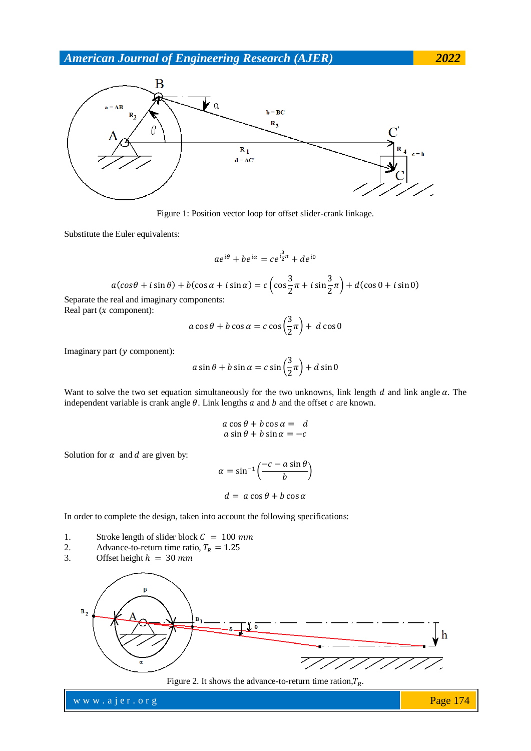Figure 1: Position vector loop for offset slider-crank linkage.

Substitute the Euler equivalents:

$$ae^{i\theta} + be^{i\alpha} = ce^{i\frac{3}{2}\pi} + de^{i0}$$

$$a(cos\theta + i\sin\theta) + b(\cos\alpha + i\sin\alpha) = c\left(\cos\frac{3}{2}\pi + i\sin\frac{3}{2}\pi\right) + d(\cos 0 + i\sin 0)$$

Separate the real and imaginary components:
Real part ($x$ component):

$$a\cos\theta + b\cos\alpha = c\cos\left(\frac{3}{2}\pi\right) + \ d\cos 0$$

Imaginary part ($y$ component):

$$a\sin\theta + b\sin\alpha = c\sin\left(\frac{3}{2}\pi\right) + d\sin 0$$

Want to solve the two set equation simultaneously for the two unknowns, link length $d$ and link angle $\alpha$. The independent variable is crank angle $\theta$. Link lengths $a$ and $b$ and the offset $c$ are known.

$$a\cos\theta + b\cos\alpha = \ \ d$$
$$a\sin\theta + b\sin\alpha = -c$$

Solution for $\alpha$ and $d$ are given by:

$$\alpha = \sin^{-1}\left(\frac{-c - a\sin\theta}{b}\right)$$

$$d = \ a\cos\theta + b\cos\alpha$$

In order to complete the design, taken into account the following specifications:

1. Stroke length of slider block $C \ = \ 100 \ mm$
2. Advance-to-return time ratio, $T_R \ = 1.25$
3. Offset height $h \ = \ 30 \ mm$

Figure 2. It shows the advance-to-return time ration,$T_R$.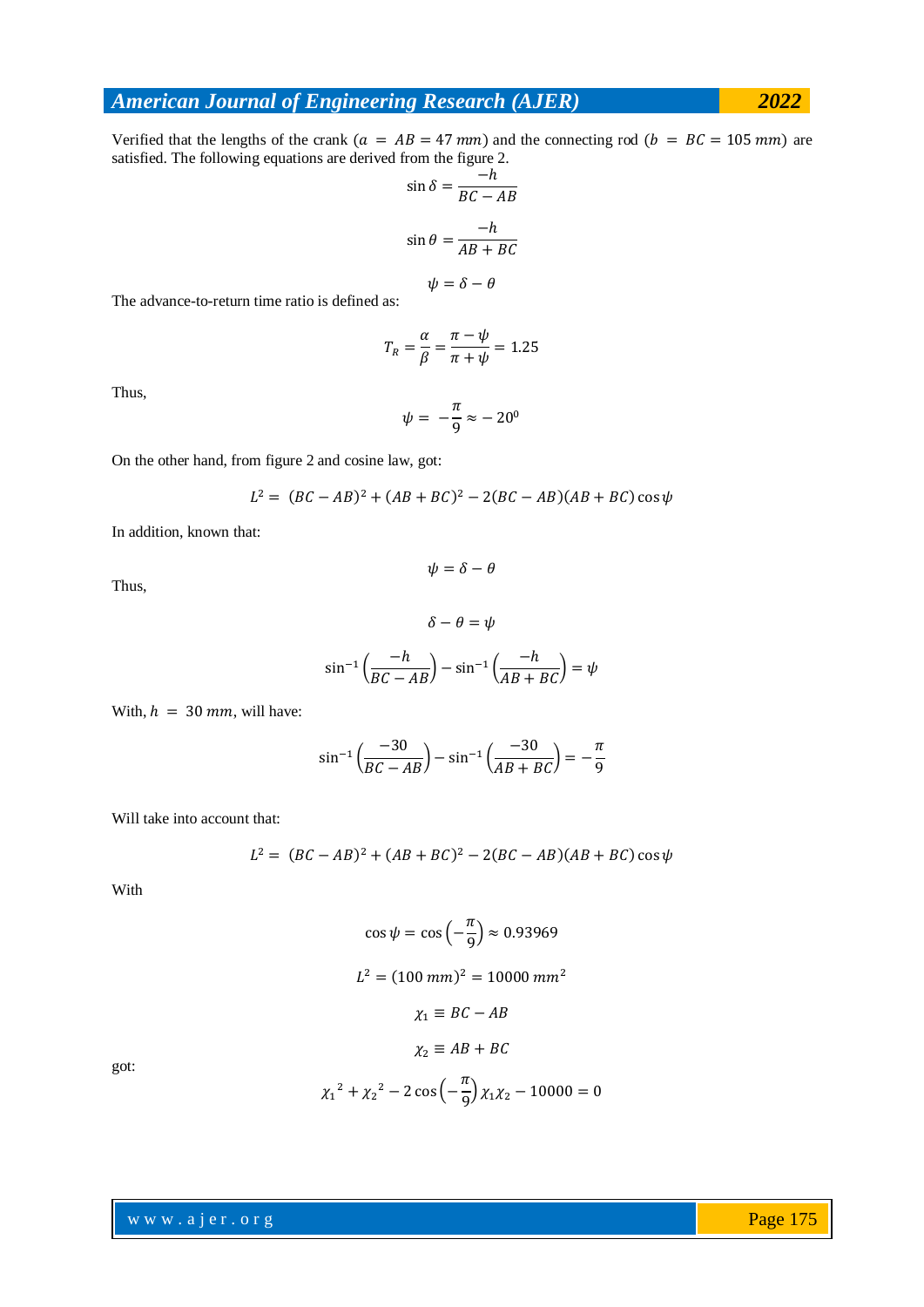Verified that the lengths of the crank ($a = AB = 47\ mm$) and the connecting rod ($b = BC = 105\ mm$) are satisfied. The following equations are derived from the figure 2.

$$\sin\delta = \frac{-h}{BC - AB}$$

$$\sin\theta = \frac{-h}{AB + BC}$$

$$\psi = \delta - \theta$$

The advance-to-return time ratio is defined as:

$$T_R = \frac{\alpha}{\beta} = \frac{\pi - \psi}{\pi + \psi} = 1.25$$

Thus,

$$\psi = -\frac{\pi}{9} \approx -20^0$$

On the other hand, from figure 2 and cosine law, got:

$$L^2 = (BC - AB)^2 + (AB + BC)^2 - 2(BC - AB)(AB + BC)\cos\psi$$

In addition, known that:

$$\psi = \delta - \theta$$

Thus,

$$\delta - \theta = \psi$$

$$\sin^{-1}\left(\frac{-h}{BC - AB}\right) - \sin^{-1}\left(\frac{-h}{AB + BC}\right) = \psi$$

With, $h = 30\ mm$, will have:

$$\sin^{-1}\left(\frac{-30}{BC - AB}\right) - \sin^{-1}\left(\frac{-30}{AB + BC}\right) = -\frac{\pi}{9}$$

Will take into account that:

$$L^2 = (BC - AB)^2 + (AB + BC)^2 - 2(BC - AB)(AB + BC)\cos\psi$$

With

$$\cos\psi = \cos\left(-\frac{\pi}{9}\right) \approx 0.93969$$

$$L^2 = (100\ mm)^2 = 10000\ mm^2$$

$$\chi_1 \equiv BC - AB$$

$$\chi_2 \equiv AB + BC$$

got:

$${\chi_1}^2 + {\chi_2}^2 - 2\cos\left(-\frac{\pi}{9}\right)\chi_1\chi_2 - 10000 = 0$$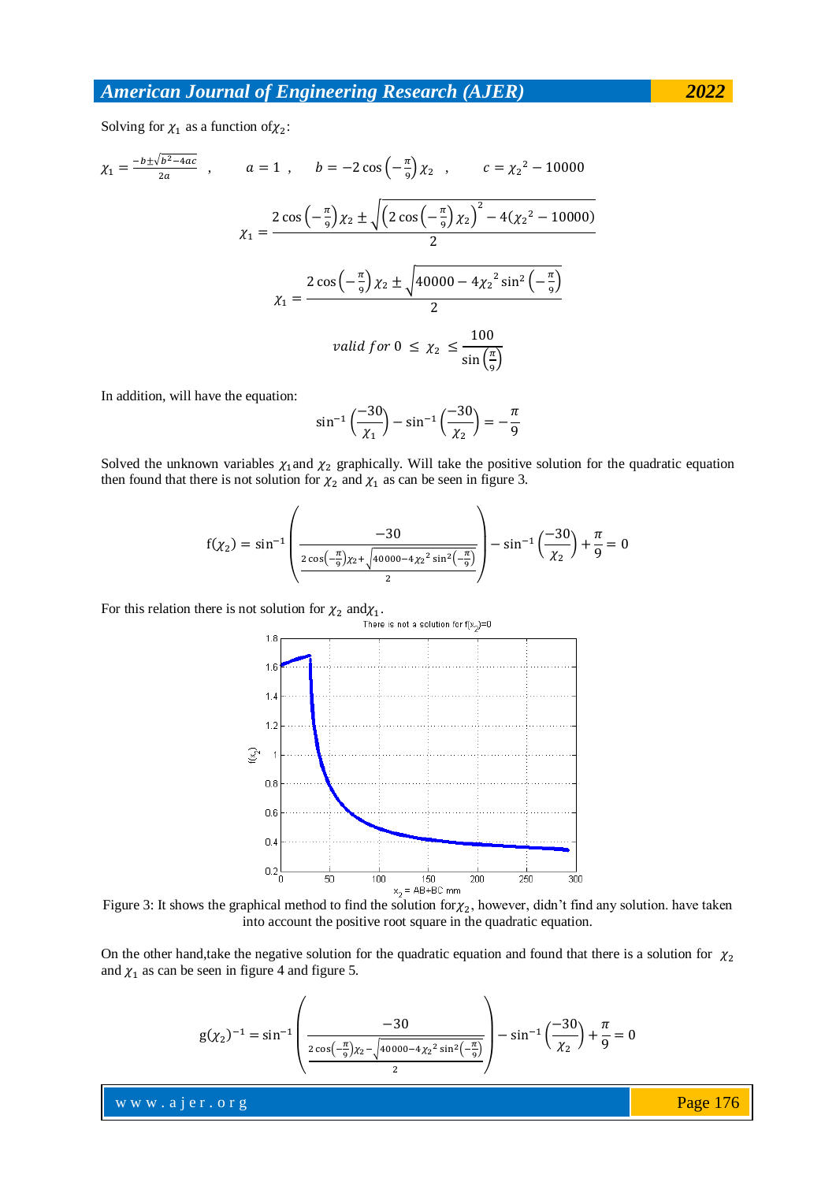Solving for $\chi_1$ as a function of$\chi_2$:

$$\chi_1 = \frac{-b \pm \sqrt{b^2 - 4ac}}{2a} \quad , \qquad a = 1 \ , \qquad b = -2\cos\left(-\frac{\pi}{9}\right)\chi_2 \quad , \qquad c = {\chi_2}^2 - 10000$$

$$\chi_1 = \frac{2\cos\left(-\frac{\pi}{9}\right)\chi_2 \pm \sqrt{\left(2\cos\left(-\frac{\pi}{9}\right)\chi_2\right)^2 - 4({\chi_2}^2 - 10000)}}{2}$$

$$\chi_1 = \frac{2\cos\left(-\frac{\pi}{9}\right)\chi_2 \pm \sqrt{40000 - 4{\chi_2}^2 \sin^2\left(-\frac{\pi}{9}\right)}}{2}$$

$$valid\ for\ 0 \ \leq \ \chi_2 \ \leq \frac{100}{\sin\left(\frac{\pi}{9}\right)}$$

In addition, will have the equation:

$$\sin^{-1}\left(\frac{-30}{\chi_1}\right) - \sin^{-1}\left(\frac{-30}{\chi_2}\right) = -\frac{\pi}{9}$$

Solved the unknown variables $\chi_1$and $\chi_2$ graphically. Will take the positive solution for the quadratic equation then found that there is not solution for $\chi_2$ and $\chi_1$ as can be seen in figure 3.

$$\mathrm{f}(\chi_2) = \sin^{-1}\left(\frac{-30}{\frac{2\cos\left(-\frac{\pi}{9}\right)\chi_2 + \sqrt{40000 - 4{\chi_2}^2 \sin^2\left(-\frac{\pi}{9}\right)}}{2}}\right) - \sin^{-1}\left(\frac{-30}{\chi_2}\right) + \frac{\pi}{9} = 0$$

For this relation there is not solution for $\chi_2$ and$\chi_1$.

Figure 3: It shows the graphical method to find the solution for$\chi_2$, however, didn't find any solution. have taken into account the positive root square in the quadratic equation.

On the other hand,take the negative solution for the quadratic equation and found that there is a solution for $\chi_2$ and $\chi_1$ as can be seen in figure 4 and figure 5.

$$\mathrm{g}(\chi_2)^{-1} = \sin^{-1}\left(\frac{-30}{\frac{2\cos\left(-\frac{\pi}{9}\right)\chi_2 - \sqrt{40000 - 4{\chi_2}^2 \sin^2\left(-\frac{\pi}{9}\right)}}{2}}\right) - \sin^{-1}\left(\frac{-30}{\chi_2}\right) + \frac{\pi}{9} = 0$$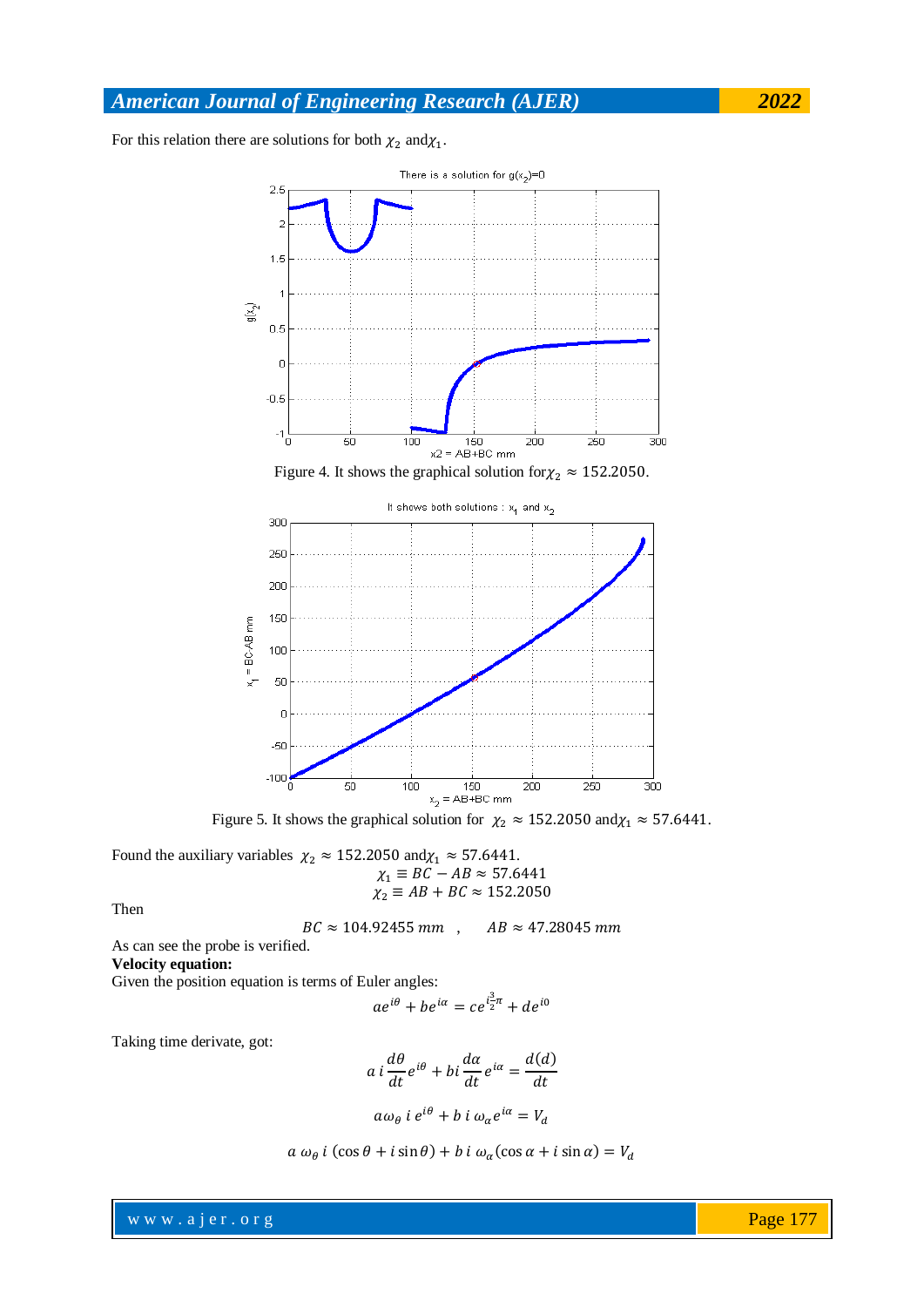For this relation there are solutions for both $\chi_2$ and $\chi_1$.

Figure 4. It shows the graphical solution for $\chi_2 \approx 152.2050$.

Figure 5. It shows the graphical solution for $\chi_2 \approx 152.2050$ and $\chi_1 \approx 57.6441$.

Found the auxiliary variables $\chi_2 \approx 152.2050$ and $\chi_1 \approx 57.6441$.

$$\chi_1 \equiv BC - AB \approx 57.6441$$

$$\chi_2 \equiv AB + BC \approx 152.2050$$

Then

$$BC \approx 104.92455\ mm \quad , \qquad AB \approx 47.28045\ mm$$

As can see the probe is verified.

**Velocity equation:**

Given the position equation is terms of Euler angles:

$$ae^{i\theta} + be^{i\alpha} = ce^{i\frac{3}{2}\pi} + de^{i0}$$

Taking time derivate, got:

$$a\,i\frac{d\theta}{dt}e^{i\theta} + bi\frac{d\alpha}{dt}e^{i\alpha} = \frac{d(d)}{dt}$$

$$a\omega_\theta\, i\, e^{i\theta} + b\, i\, \omega_\alpha e^{i\alpha} = V_d$$

$$a\ \omega_\theta\ i\ (\cos\theta + i\sin\theta) + b\ i\ \omega_\alpha(\cos\alpha + i\sin\alpha) = V_d$$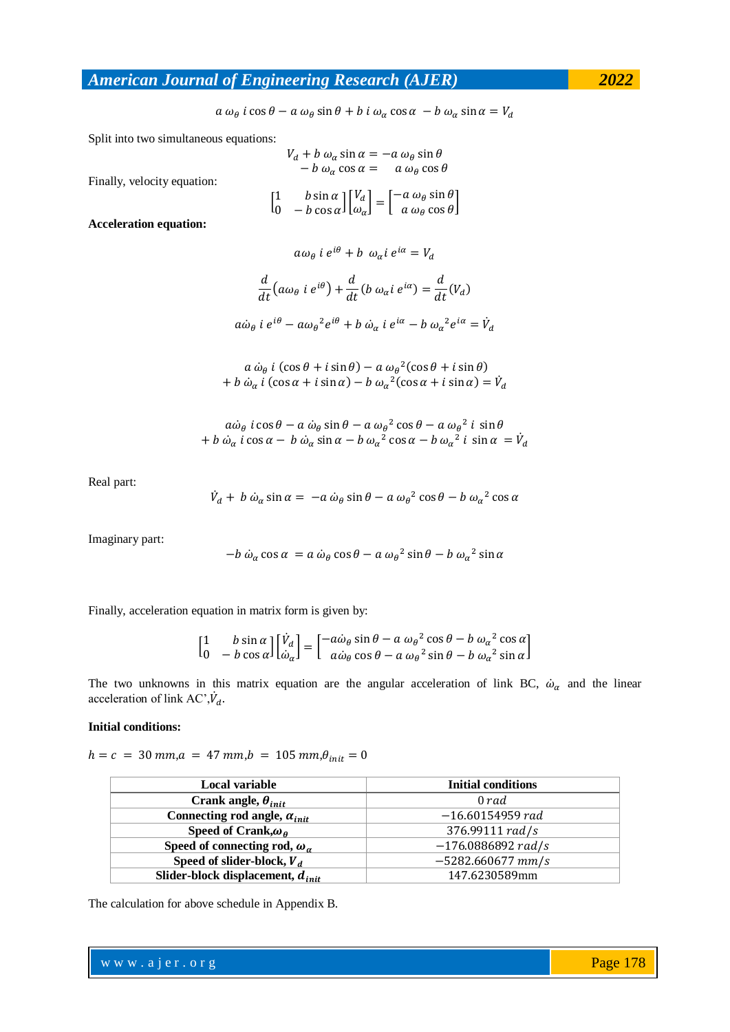$$a\,\omega_\theta\,i\cos\theta - a\,\omega_\theta\sin\theta + b\,i\,\omega_\alpha\cos\alpha\; - b\,\omega_\alpha\sin\alpha = V_d$$

Split into two simultaneous equations:

$$V_d + b\,\omega_\alpha\sin\alpha = -a\,\omega_\theta\sin\theta$$
$$-\,b\,\omega_\alpha\cos\alpha = \quad a\,\omega_\theta\cos\theta$$

Finally, velocity equation:

$$\begin{bmatrix} 1 & b\sin\alpha \\ 0 & -\,b\cos\alpha \end{bmatrix}\begin{bmatrix} V_d \\ \omega_\alpha \end{bmatrix} = \begin{bmatrix} -a\,\omega_\theta\sin\theta \\ a\,\omega_\theta\cos\theta \end{bmatrix}$$

**Acceleration equation:**

$$a\omega_\theta\;i\,e^{i\theta} + b\;\;\omega_\alpha i\,e^{i\alpha} = V_d$$

$$\frac{d}{dt}\left(a\omega_\theta\;i\,e^{i\theta}\right) + \frac{d}{dt}\left(b\;\omega_\alpha i\,e^{i\alpha}\right) = \frac{d}{dt}(V_d)$$

$$a\dot{\omega}_\theta\;i\,e^{i\theta} - a{\omega_\theta}^2 e^{i\theta} + b\;\dot{\omega}_\alpha\;i\,e^{i\alpha} - b\;{\omega_\alpha}^2 e^{i\alpha} = \dot{V}_d$$

$$a\;\dot{\omega}_\theta\;i\;(\cos\theta + i\sin\theta) - a\;{\omega_\theta}^2(\cos\theta + i\sin\theta)$$
$$+\,b\;\dot{\omega}_\alpha\;i\;(\cos\alpha + i\sin\alpha) - b\;{\omega_\alpha}^2(\cos\alpha + i\sin\alpha) = \dot{V}_d$$

$$a\dot{\omega}_\theta\;i\cos\theta - a\;\dot{\omega}_\theta\sin\theta - a\;{\omega_\theta}^2\cos\theta - a\;{\omega_\theta}^2\;i\;\sin\theta$$
$$+\,b\;\dot{\omega}_\alpha\;i\cos\alpha - \;b\;\dot{\omega}_\alpha\sin\alpha - b\,{\omega_\alpha}^2\cos\alpha - b\,{\omega_\alpha}^2\;i\;\sin\alpha\; = \dot{V}_d$$

Real part:

$$\dot{V}_d + \;b\;\dot{\omega}_\alpha\sin\alpha = \;-a\;\dot{\omega}_\theta\sin\theta - a\;{\omega_\theta}^2\cos\theta - b\;{\omega_\alpha}^2\cos\alpha$$

Imaginary part:

$$-b\;\dot{\omega}_\alpha\cos\alpha\;\; = a\;\dot{\omega}_\theta\cos\theta - a\;{\omega_\theta}^2\sin\theta - b\;{\omega_\alpha}^2\sin\alpha$$

Finally, acceleration equation in matrix form is given by:

$$\begin{bmatrix} 1 & b\sin\alpha \\ 0 & -\,b\cos\alpha \end{bmatrix}\begin{bmatrix} \dot{V}_d \\ \dot{\omega}_\alpha \end{bmatrix} = \begin{bmatrix} -a\dot{\omega}_\theta\sin\theta - a\;{\omega_\theta}^2\cos\theta - b\;{\omega_\alpha}^2\cos\alpha \\ a\dot{\omega}_\theta\cos\theta - a\;{\omega_\theta}^2\sin\theta - b\;{\omega_\alpha}^2\sin\alpha \end{bmatrix}$$

The two unknowns in this matrix equation are the angular acceleration of link BC, $\dot{\omega}_\alpha$ and the linear acceleration of link AC', $\dot{V}_d$.

**Initial conditions:**

$h = c\; = \;30\;mm$, $a\; = \;47\;mm$, $b\; = \;105\;mm$, $\theta_{init} = 0$

| Local variable | Initial conditions |
|---|---|
| **Crank angle, $\theta_{init}$** | $0\;rad$ |
| **Connecting rod angle, $\alpha_{init}$** | $-16.60154959\;rad$ |
| **Speed of Crank, $\omega_\theta$** | $376.99111\;rad/s$ |
| **Speed of connecting rod, $\omega_\alpha$** | $-176.0886892\;rad/s$ |
| **Speed of slider-block, $V_d$** | $-5282.660677\;mm/s$ |
| **Slider-block displacement, $d_{init}$** | 147.6230589mm |

The calculation for above schedule in Appendix B.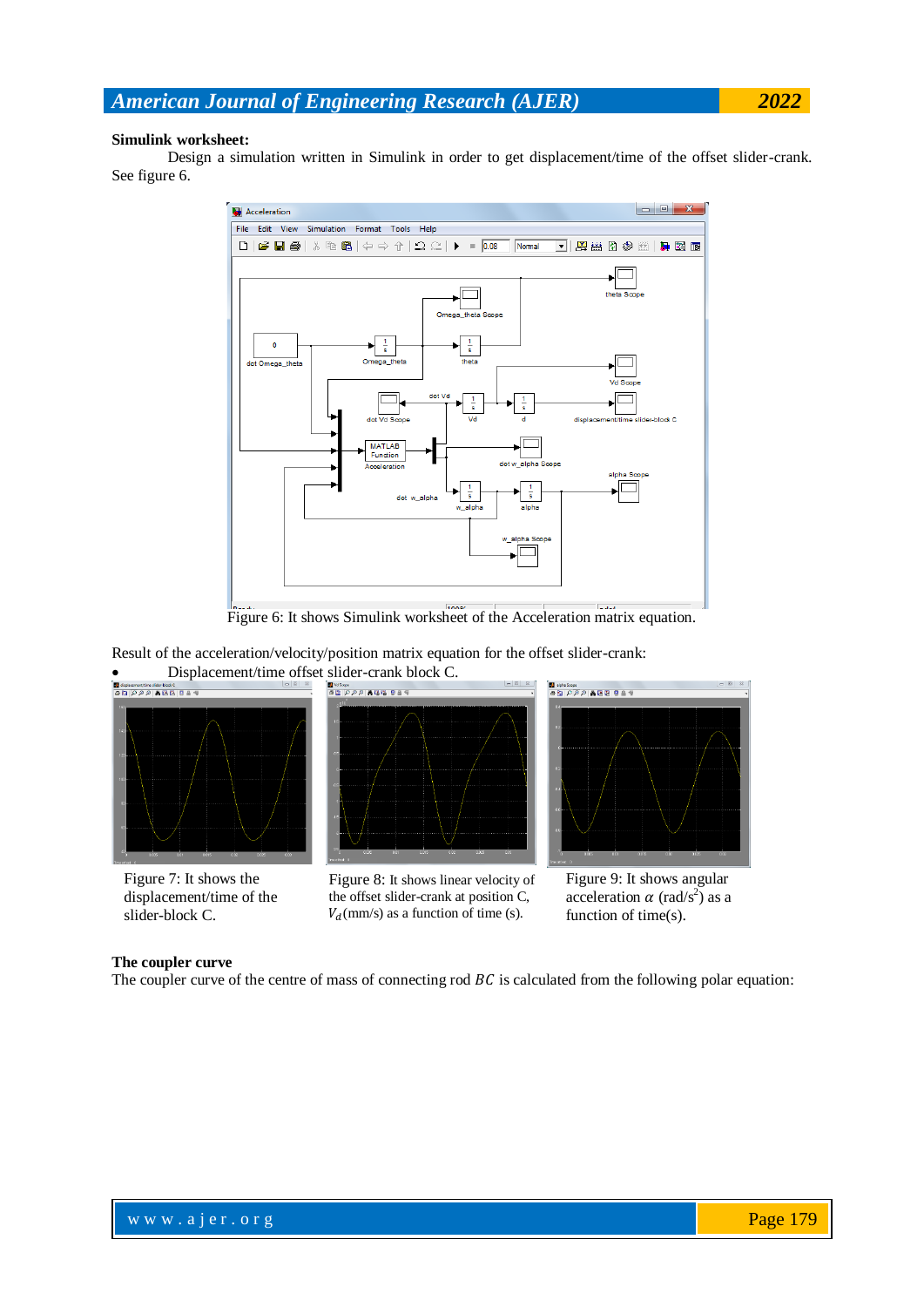**Simulink worksheet:**

Design a simulation written in Simulink in order to get displacement/time of the offset slider-crank. See figure 6.

Figure 6: It shows Simulink worksheet of the Acceleration matrix equation.

Result of the acceleration/velocity/position matrix equation for the offset slider-crank:

- Displacement/time offset slider-crank block C.

Figure 7: It shows the displacement/time of the slider-block C.

Figure 8: It shows linear velocity of the offset slider-crank at position C, $V_d$(mm/s) as a function of time (s).

Figure 9: It shows angular acceleration $\alpha$ (rad/s$^2$) as a function of time(s).

**The coupler curve**

The coupler curve of the centre of mass of connecting rod $BC$ is calculated from the following polar equation: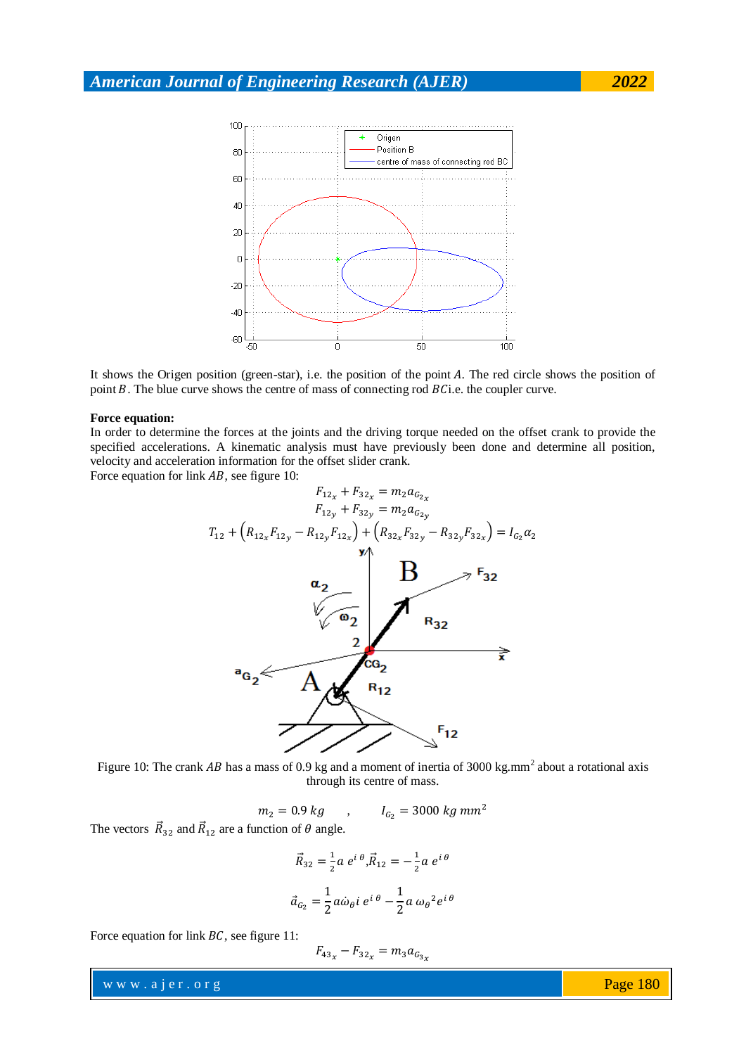It shows the Origen position (green-star), i.e. the position of the point $A$. The red circle shows the position of point $B$. The blue curve shows the centre of mass of connecting rod $BC$ i.e. the coupler curve.

**Force equation:**

In order to determine the forces at the joints and the driving torque needed on the offset crank to provide the specified accelerations. A kinematic analysis must have previously been done and determine all position, velocity and acceleration information for the offset slider crank.

Force equation for link $AB$, see figure 10:

$$F_{12_x} + F_{32_x} = m_2 a_{G_{2_x}}$$

$$F_{12_y} + F_{32_y} = m_2 a_{G_{2_y}}$$

$$T_{12} + \left(R_{12_x} F_{12_y} - R_{12_y} F_{12_x}\right) + \left(R_{32_x} F_{32_y} - R_{32_y} F_{32_x}\right) = I_{G_2} \alpha_2$$

Figure 10: The crank $AB$ has a mass of 0.9 kg and a moment of inertia of 3000 kg.mm[2] about a rotational axis through its centre of mass.

$$m_2 = 0.9\ kg \quad , \quad I_{G_2} = 3000\ kg\ mm^2$$

The vectors $\vec{R}_{32}$ and $\vec{R}_{12}$ are a function of $\theta$ angle.

$$\vec{R}_{32} = \tfrac{1}{2} a\ e^{i\,\theta}, \vec{R}_{12} = -\tfrac{1}{2} a\ e^{i\,\theta}$$

$$\vec{a}_{G_2} = \frac{1}{2} a \dot{\omega}_\theta i\ e^{i\,\theta} - \frac{1}{2} a\ \omega_\theta{}^2 e^{i\,\theta}$$

Force equation for link $BC$, see figure 11:

$$F_{43_x} - F_{32_x} = m_3 a_{G_{3_x}}$$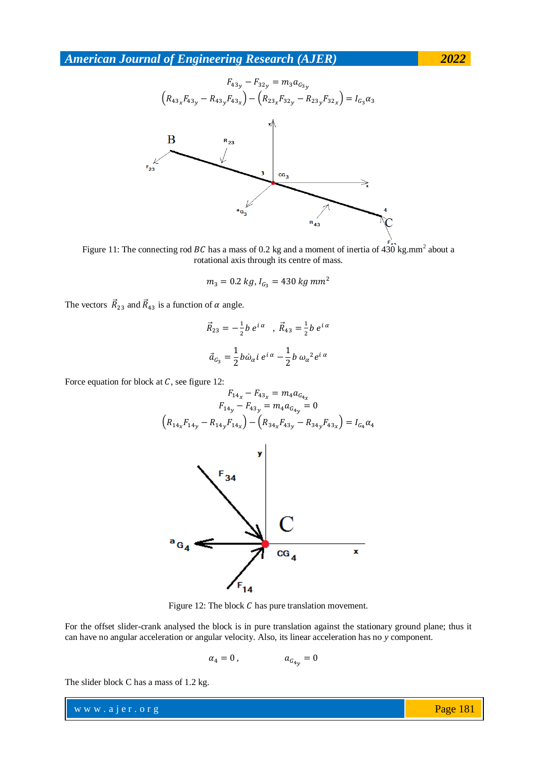$$F_{43_y} - F_{32_y} = m_3 a_{G_{3_y}}$$

$$\left(R_{43_x} F_{43_y} - R_{43_y} F_{43_x}\right) - \left(R_{23_x} F_{32_y} - R_{23_y} F_{32_x}\right) = I_{G_3} \alpha_3$$

Figure 11: The connecting rod $BC$ has a mass of 0.2 kg and a moment of inertia of 430 kg.mm$^2$ about a rotational axis through its centre of mass.

$$m_3 = 0.2\ kg, I_{G_3} = 430\ kg\ mm^2$$

The vectors $\vec{R}_{23}$ and $\vec{R}_{43}$ is a function of $\alpha$ angle.

$$\vec{R}_{23} = -\frac{1}{2} b\ e^{i\alpha} \quad , \vec{R}_{43} = \frac{1}{2} b\ e^{i\alpha}$$

$$\vec{a}_{G_3} = \frac{1}{2} b \dot{\omega}_\alpha i\ e^{i\alpha} - \frac{1}{2} b\ \omega_\alpha{}^2 e^{i\alpha}$$

Force equation for block at $C$, see figure 12:

$$F_{14_x} - F_{43_x} = m_4 a_{G_{4_x}}$$

$$F_{14_y} - F_{43_y} = m_4 a_{G_{4_y}} = 0$$

$$\left(R_{14_x} F_{14_y} - R_{14_y} F_{14_x}\right) - \left(R_{34_x} F_{43_y} - R_{34_y} F_{43_x}\right) = I_{G_4} \alpha_4$$

Figure 12: The block $C$ has pure translation movement.

For the offset slider-crank analysed the block is in pure translation against the stationary ground plane; thus it can have no angular acceleration or angular velocity. Also, its linear acceleration has no $y$ component.

$$\alpha_4 = 0\,, \qquad a_{G_{4_y}} = 0$$

The slider block C has a mass of 1.2 kg.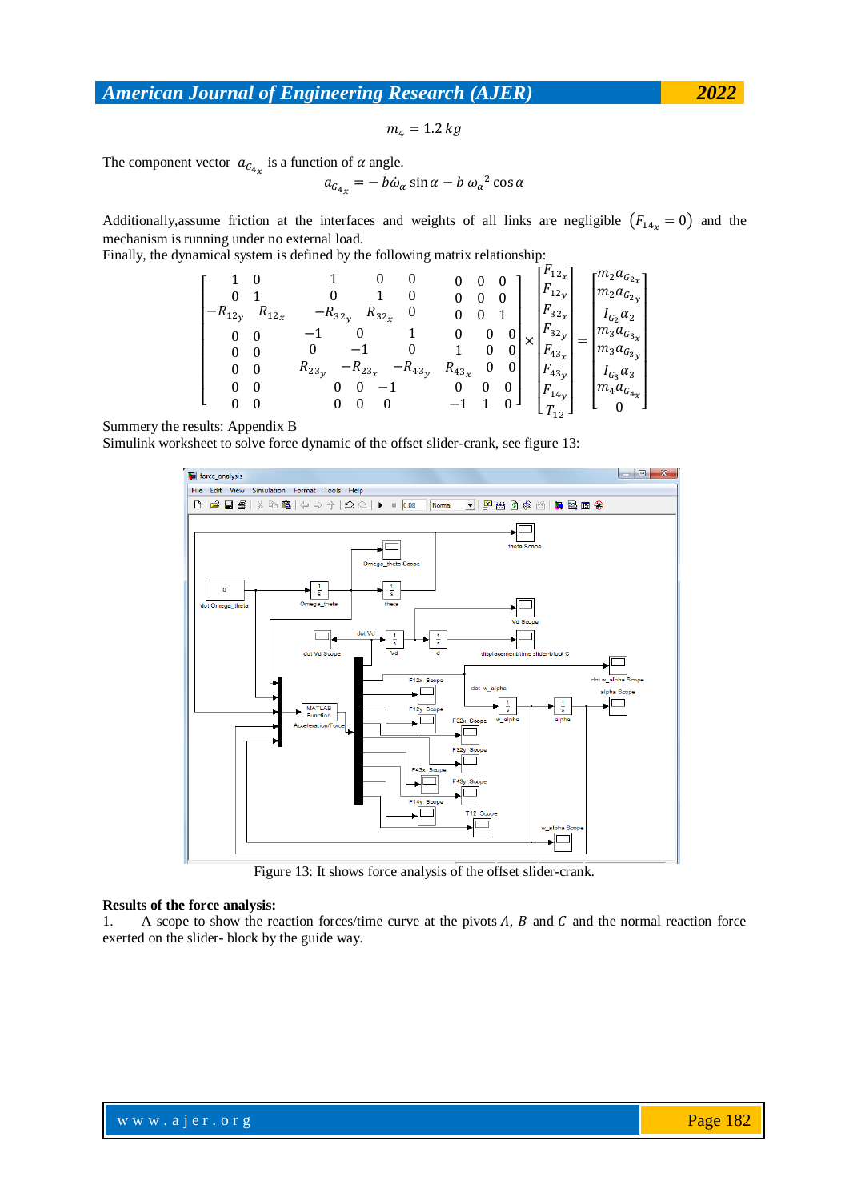$$m_4 = 1.2\,kg$$

The component vector $a_{G_{4_x}}$ is a function of $\alpha$ angle.

$$a_{G_{4_x}} = -\,b\dot{\omega}_\alpha \sin\alpha - b\,\omega_\alpha{}^2 \cos\alpha$$

Additionally,assume friction at the interfaces and weights of all links are negligible $\left(F_{14_x} = 0\right)$ and the mechanism is running under no external load.

Finally, the dynamical system is defined by the following matrix relationship:

$$\begin{bmatrix} 1 & 0 & 1 & 0 & 0 & 0 & 0 & 0 \\ 0 & 1 & 0 & 1 & 0 & 0 & 0 & 0 \\ -R_{12_y} & R_{12_x} & -R_{32_y} & R_{32_x} & 0 & 0 & 0 & 1 \\ 0 & 0 & -1 & 0 & 1 & 0 & 0 & 0 \\ 0 & 0 & 0 & -1 & 0 & 1 & 0 & 0 \\ 0 & 0 & R_{23_y} & -R_{23_x} & -R_{43_y} & R_{43_x} & 0 & 0 \\ 0 & 0 & 0 & 0 & -1 & 0 & 0 & 0 \\ 0 & 0 & 0 & 0 & 0 & -1 & 1 & 0 \end{bmatrix} \times \begin{bmatrix} F_{12_x} \\ F_{12_y} \\ F_{32_x} \\ F_{32_y} \\ F_{43_x} \\ F_{43_y} \\ F_{14_y} \\ T_{12} \end{bmatrix} = \begin{bmatrix} m_2 a_{G_{2_x}} \\ m_2 a_{G_{2_y}} \\ I_{G_2}\alpha_2 \\ m_3 a_{G_{3_x}} \\ m_3 a_{G_{3_y}} \\ I_{G_3}\alpha_3 \\ m_4 a_{G_{4_x}} \\ 0 \end{bmatrix}$$

Summery the results: Appendix B

Simulink worksheet to solve force dynamic of the offset slider-crank, see figure 13:

Figure 13: It shows force analysis of the offset slider-crank.

**Results of the force analysis:**

1. A scope to show the reaction forces/time curve at the pivots $A$, $B$ and $C$ and the normal reaction force exerted on the slider- block by the guide way.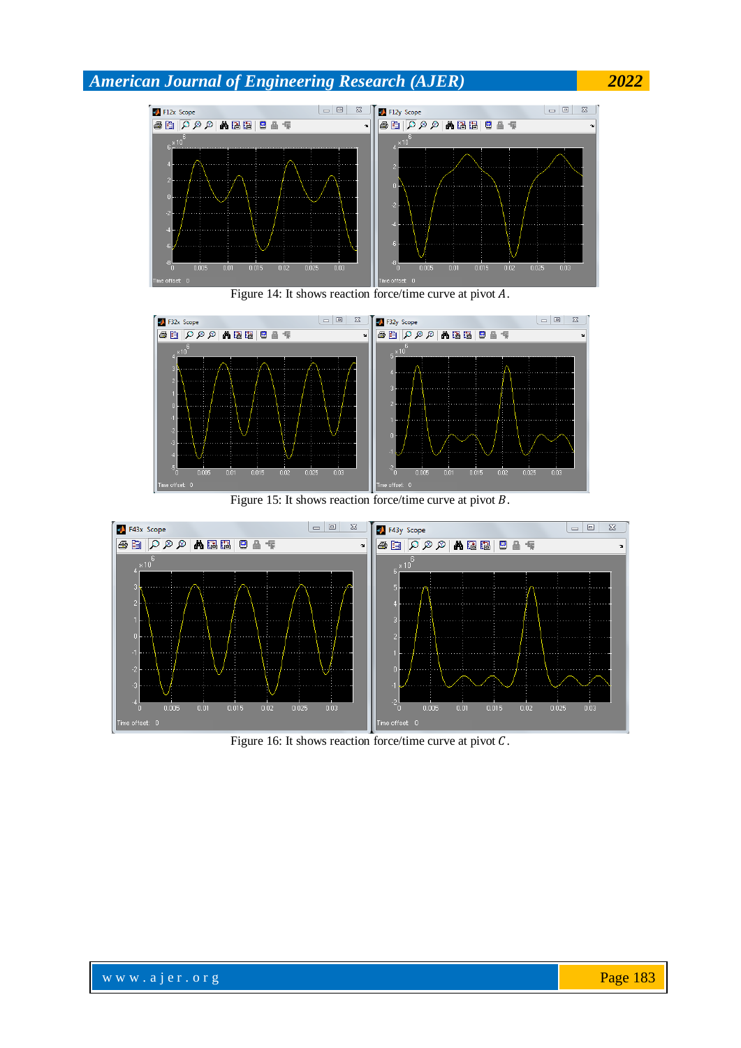Figure 14: It shows reaction force/time curve at pivot $A$.

Figure 15: It shows reaction force/time curve at pivot $B$.

Figure 16: It shows reaction force/time curve at pivot $C$.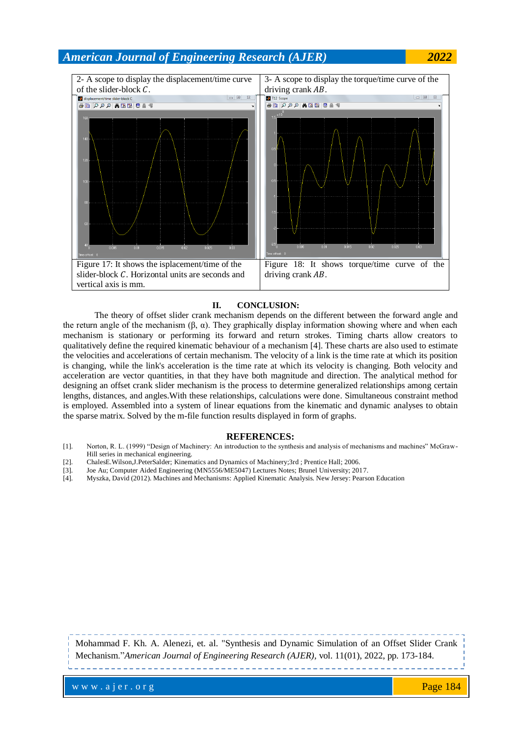| | |
|---|---|
| 2- A scope to display the displacement/time curve of the slider-block $C$. | 3- A scope to display the torque/time curve of the driving crank $AB$. |
| displacement/time slider-block C<br>160<br>140<br>120<br>100<br>80<br>60<br>40<br>0 0.005 0.01 0.015 0.02 0.025 0.03<br>Time offset: 0 | T12 Scope<br>×10^6<br>1.5<br>1<br>0.5<br>0<br>-0.5<br>-1<br>-1.5<br>-2<br>-2.5<br>0 0.005 0.01 0.015 0.02 0.025 0.03<br>Time offset: 0 |
| Figure 17: It shows the isplacement/time of the slider-block $C$. Horizontal units are seconds and vertical axis is mm. | Figure 18: It shows torque/time curve of the driving crank $AB$. |

## II. CONCLUSION:

The theory of offset slider crank mechanism depends on the different between the forward angle and the return angle of the mechanism (β, α). They graphically display information showing where and when each mechanism is stationary or performing its forward and return strokes. Timing charts allow creators to qualitatively define the required kinematic behaviour of a mechanism [4]. These charts are also used to estimate the velocities and accelerations of certain mechanism. The velocity of a link is the time rate at which its position is changing, while the link's acceleration is the time rate at which its velocity is changing. Both velocity and acceleration are vector quantities, in that they have both magnitude and direction. The analytical method for designing an offset crank slider mechanism is the process to determine generalized relationships among certain lengths, distances, and angles.With these relationships, calculations were done. Simultaneous constraint method is employed. Assembled into a system of linear equations from the kinematic and dynamic analyses to obtain the sparse matrix. Solved by the m-file function results displayed in form of graphs.

## REFERENCES:

[1]. Norton, R. L. (1999) "Design of Machinery: An introduction to the synthesis and analysis of mechanisms and machines" McGraw-Hill series in mechanical engineering.

[2]. ChalesE.Wilson,J.PeterSalder; Kinematics and Dynamics of Machinery;3rd ; Prentice Hall; 2006.

[3]. Joe Au; Computer Aided Engineering (MN5556/ME5047) Lectures Notes; Brunel University; 2017.

[4]. Myszka, David (2012). Machines and Mechanisms: Applied Kinematic Analysis. New Jersey: Pearson Education

Mohammad F. Kh. A. Alenezi, et. al. "Synthesis and Dynamic Simulation of an Offset Slider Crank Mechanism."*American Journal of Engineering Research (AJER)*, vol. 11(01), 2022, pp. 173-184.